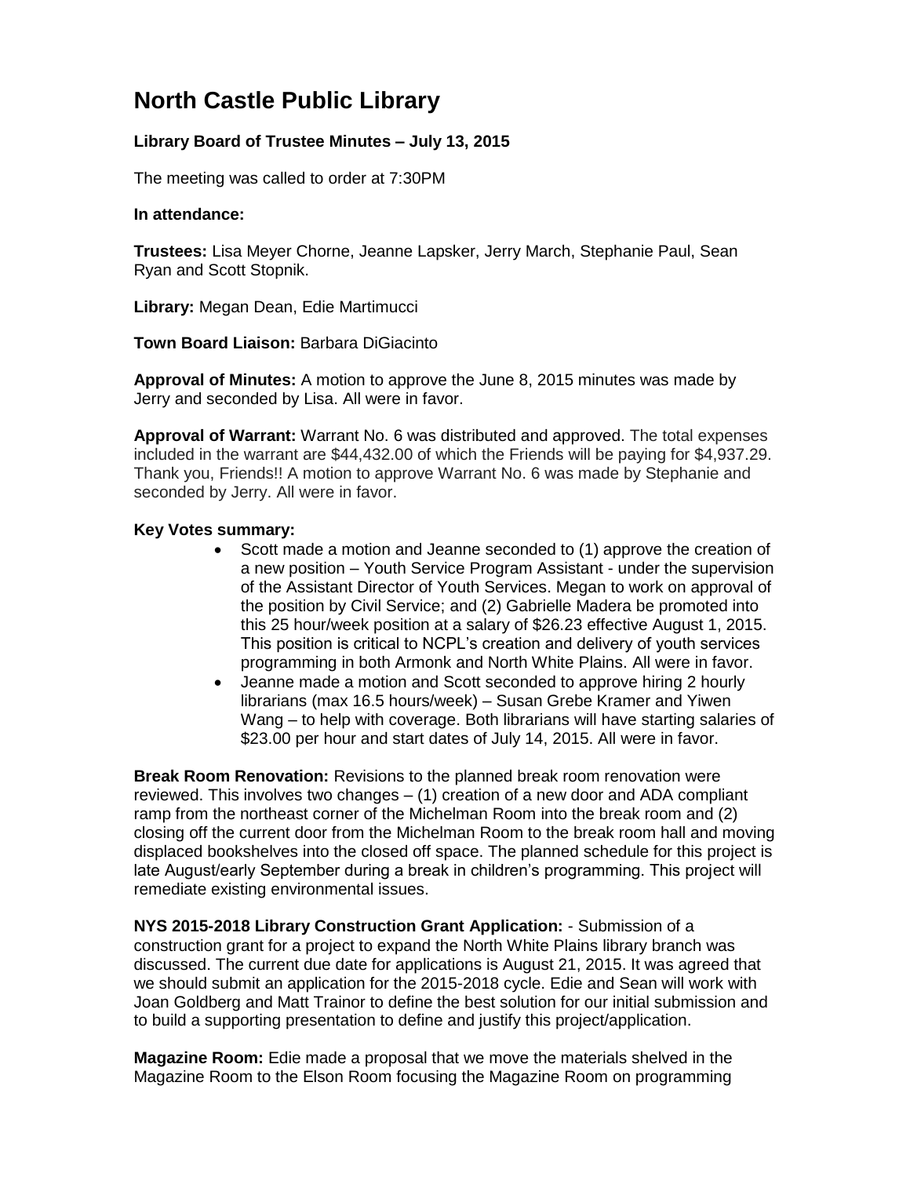# North Castle Public Library

### Library Board of Trustee Minutes – July 13, 2015

The meeting was called to order at 7:30PM

**In attendance:**

**Trustees:** Lisa Meyer Chorne, Jeanne Lapsker, Jerry March, Stephanie Paul, Sean Ryan and Scott Stopnik.

**Library:** Megan Dean, Edie Martimucci

**Town Board Liaison:** Barbara DiGiacinto

**Approval of Minutes:** A motion to approve the June 8, 2015 minutes was made by Jerry and seconded by Lisa. All were in favor.

**Approval of Warrant:** Warrant No. 6 was distributed and approved. The total expenses included in the warrant are $44,432.00 of which the Friends will be paying for $4,937.29. Thank you, Friends!! A motion to approve Warrant No. 6 was made by Stephanie and seconded by Jerry. All were in favor.

**Key Votes summary:**

- Scott made a motion and Jeanne seconded to (1) approve the creation of a new position – Youth Service Program Assistant - under the supervision of the Assistant Director of Youth Services. Megan to work on approval of the position by Civil Service; and (2) Gabrielle Madera be promoted into this 25 hour/week position at a salary of $26.23 effective August 1, 2015. This position is critical to NCPL's creation and delivery of youth services programming in both Armonk and North White Plains. All were in favor.
- Jeanne made a motion and Scott seconded to approve hiring 2 hourly librarians (max 16.5 hours/week) – Susan Grebe Kramer and Yiwen Wang – to help with coverage. Both librarians will have starting salaries of $23.00 per hour and start dates of July 14, 2015. All were in favor.

**Break Room Renovation:** Revisions to the planned break room renovation were reviewed. This involves two changes – (1) creation of a new door and ADA compliant ramp from the northeast corner of the Michelman Room into the break room and (2) closing off the current door from the Michelman Room to the break room hall and moving displaced bookshelves into the closed off space. The planned schedule for this project is late August/early September during a break in children's programming. This project will remediate existing environmental issues.

**NYS 2015-2018 Library Construction Grant Application:** - Submission of a construction grant for a project to expand the North White Plains library branch was discussed. The current due date for applications is August 21, 2015. It was agreed that we should submit an application for the 2015-2018 cycle. Edie and Sean will work with Joan Goldberg and Matt Trainor to define the best solution for our initial submission and to build a supporting presentation to define and justify this project/application.

**Magazine Room:** Edie made a proposal that we move the materials shelved in the Magazine Room to the Elson Room focusing the Magazine Room on programming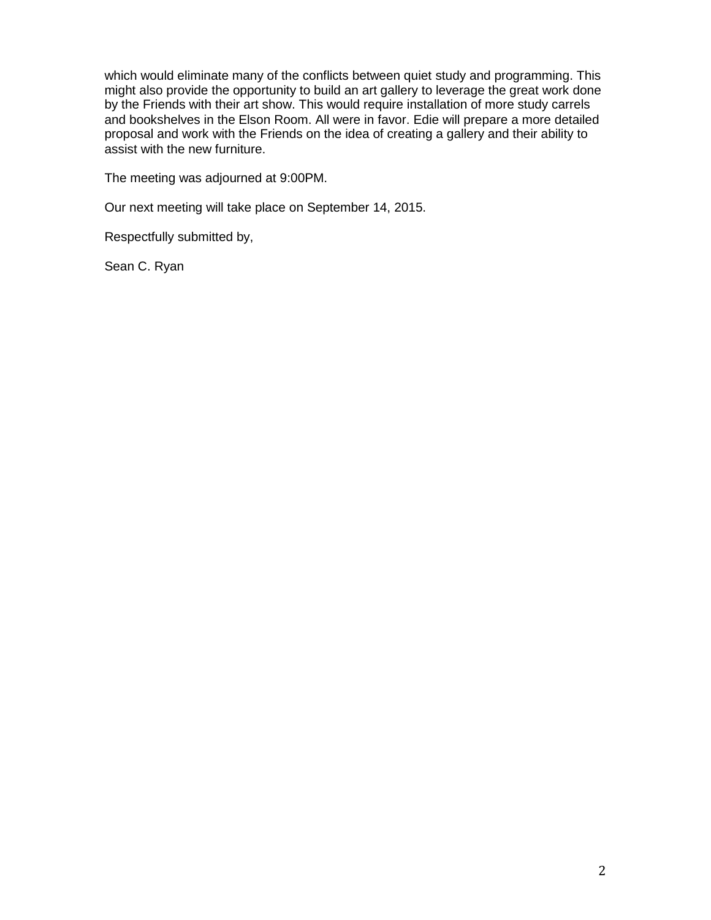which would eliminate many of the conflicts between quiet study and programming. This might also provide the opportunity to build an art gallery to leverage the great work done by the Friends with their art show. This would require installation of more study carrels and bookshelves in the Elson Room. All were in favor. Edie will prepare a more detailed proposal and work with the Friends on the idea of creating a gallery and their ability to assist with the new furniture.

The meeting was adjourned at 9:00PM.

Our next meeting will take place on September 14, 2015.

Respectfully submitted by,

Sean C. Ryan